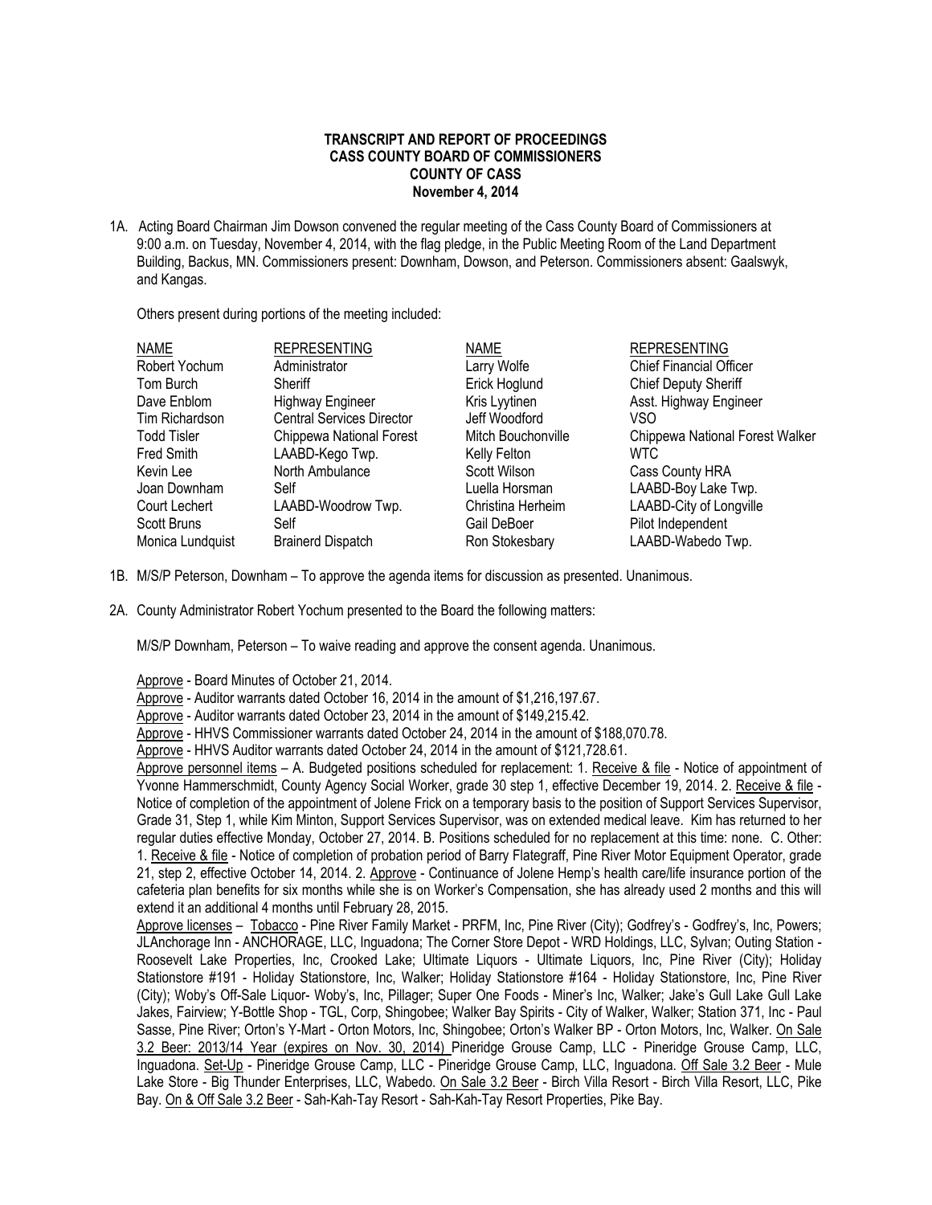**TRANSCRIPT AND REPORT OF PROCEEDINGS**
**CASS COUNTY BOARD OF COMMISSIONERS**
**COUNTY OF CASS**
**November 4, 2014**

1A. Acting Board Chairman Jim Dowson convened the regular meeting of the Cass County Board of Commissioners at 9:00 a.m. on Tuesday, November 4, 2014, with the flag pledge, in the Public Meeting Room of the Land Department Building, Backus, MN. Commissioners present: Downham, Dowson, and Peterson. Commissioners absent: Gaalswyk, and Kangas.

Others present during portions of the meeting included:

| NAME | REPRESENTING | NAME | REPRESENTING |
|---|---|---|---|
| Robert Yochum | Administrator | Larry Wolfe | Chief Financial Officer |
| Tom Burch | Sheriff | Erick Hoglund | Chief Deputy Sheriff |
| Dave Enblom | Highway Engineer | Kris Lyytinen | Asst. Highway Engineer |
| Tim Richardson | Central Services Director | Jeff Woodford | VSO |
| Todd Tisler | Chippewa National Forest | Mitch Bouchonville | Chippewa National Forest Walker |
| Fred Smith | LAABD-Kego Twp. | Kelly Felton | WTC |
| Kevin Lee | North Ambulance | Scott Wilson | Cass County HRA |
| Joan Downham | Self | Luella Horsman | LAABD-Boy Lake Twp. |
| Court Lechert | LAABD-Woodrow Twp. | Christina Herheim | LAABD-City of Longville |
| Scott Bruns | Self | Gail DeBoer | Pilot Independent |
| Monica Lundquist | Brainerd Dispatch | Ron Stokesbary | LAABD-Wabedo Twp. |

1B. M/S/P Peterson, Downham – To approve the agenda items for discussion as presented. Unanimous.

2A. County Administrator Robert Yochum presented to the Board the following matters:

M/S/P Downham, Peterson – To waive reading and approve the consent agenda. Unanimous.

Approve - Board Minutes of October 21, 2014.

Approve - Auditor warrants dated October 16, 2014 in the amount of $1,216,197.67.

Approve - Auditor warrants dated October 23, 2014 in the amount of $149,215.42.

Approve - HHVS Commissioner warrants dated October 24, 2014 in the amount of $188,070.78.

Approve - HHVS Auditor warrants dated October 24, 2014 in the amount of $121,728.61.

Approve personnel items – A. Budgeted positions scheduled for replacement: 1. Receive & file - Notice of appointment of Yvonne Hammerschmidt, County Agency Social Worker, grade 30 step 1, effective December 19, 2014. 2. Receive & file - Notice of completion of the appointment of Jolene Frick on a temporary basis to the position of Support Services Supervisor, Grade 31, Step 1, while Kim Minton, Support Services Supervisor, was on extended medical leave. Kim has returned to her regular duties effective Monday, October 27, 2014. B. Positions scheduled for no replacement at this time: none. C. Other: 1. Receive & file - Notice of completion of probation period of Barry Flategraff, Pine River Motor Equipment Operator, grade 21, step 2, effective October 14, 2014. 2. Approve - Continuance of Jolene Hemp's health care/life insurance portion of the cafeteria plan benefits for six months while she is on Worker's Compensation, she has already used 2 months and this will extend it an additional 4 months until February 28, 2015.

Approve licenses – Tobacco - Pine River Family Market - PRFM, Inc, Pine River (City); Godfrey's - Godfrey's, Inc, Powers; JLAnchorage Inn - ANCHORAGE, LLC, Inguadona; The Corner Store Depot - WRD Holdings, LLC, Sylvan; Outing Station - Roosevelt Lake Properties, Inc, Crooked Lake; Ultimate Liquors - Ultimate Liquors, Inc, Pine River (City); Holiday Stationstore #191 - Holiday Stationstore, Inc, Walker; Holiday Stationstore #164 - Holiday Stationstore, Inc, Pine River (City); Woby's Off-Sale Liquor- Woby's, Inc, Pillager; Super One Foods - Miner's Inc, Walker; Jake's Gull Lake Gull Lake Jakes, Fairview; Y-Bottle Shop - TGL, Corp, Shingobee; Walker Bay Spirits - City of Walker, Walker; Station 371, Inc - Paul Sasse, Pine River; Orton's Y-Mart - Orton Motors, Inc, Shingobee; Orton's Walker BP - Orton Motors, Inc, Walker. On Sale 3.2 Beer: 2013/14 Year (expires on Nov. 30, 2014) Pineridge Grouse Camp, LLC - Pineridge Grouse Camp, LLC, Inguadona. Set-Up - Pineridge Grouse Camp, LLC - Pineridge Grouse Camp, LLC, Inguadona. Off Sale 3.2 Beer - Mule Lake Store - Big Thunder Enterprises, LLC, Wabedo. On Sale 3.2 Beer - Birch Villa Resort - Birch Villa Resort, LLC, Pike Bay. On & Off Sale 3.2 Beer - Sah-Kah-Tay Resort - Sah-Kah-Tay Resort Properties, Pike Bay.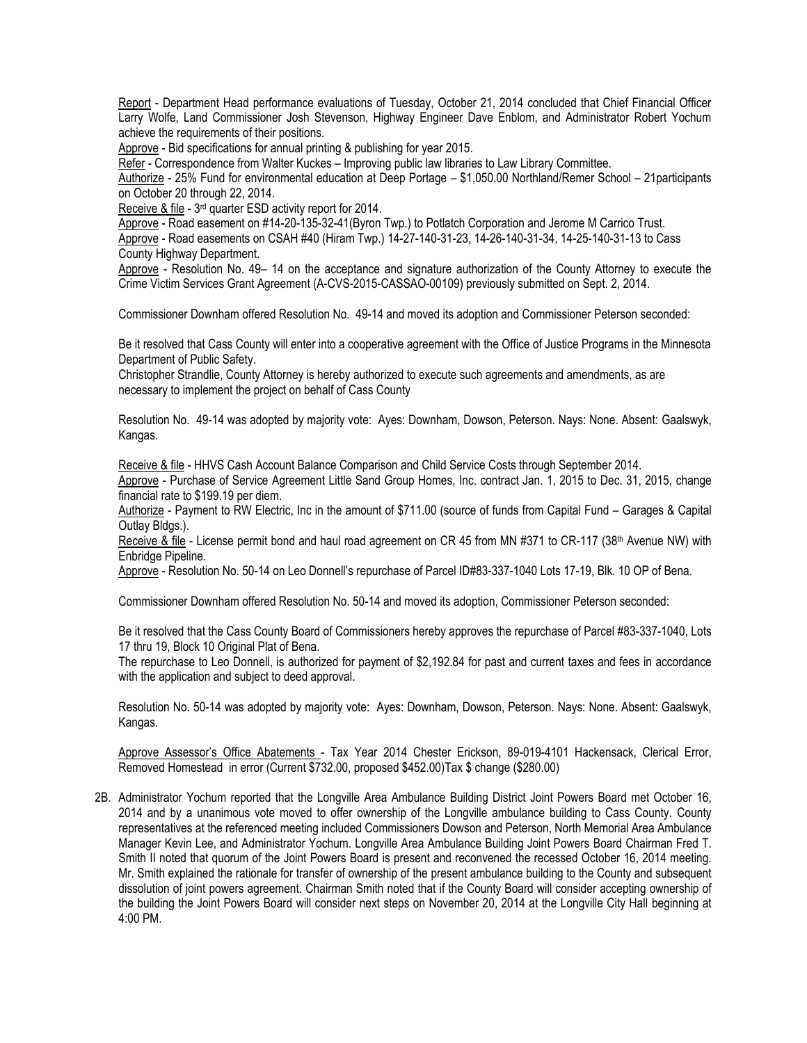Report - Department Head performance evaluations of Tuesday, October 21, 2014 concluded that Chief Financial Officer Larry Wolfe, Land Commissioner Josh Stevenson, Highway Engineer Dave Enblom, and Administrator Robert Yochum achieve the requirements of their positions.

Approve - Bid specifications for annual printing & publishing for year 2015.

Refer - Correspondence from Walter Kuckes – Improving public law libraries to Law Library Committee.

Authorize - 25% Fund for environmental education at Deep Portage – $1,050.00 Northland/Remer School – 21participants on October 20 through 22, 2014.

Receive & file - 3rd quarter ESD activity report for 2014.

Approve - Road easement on #14-20-135-32-41(Byron Twp.) to Potlatch Corporation and Jerome M Carrico Trust.

Approve - Road easements on CSAH #40 (Hiram Twp.) 14-27-140-31-23, 14-26-140-31-34, 14-25-140-31-13 to Cass County Highway Department.

Approve - Resolution No. 49– 14 on the acceptance and signature authorization of the County Attorney to execute the Crime Victim Services Grant Agreement (A-CVS-2015-CASSAO-00109) previously submitted on Sept. 2, 2014.

Commissioner Downham offered Resolution No. 49-14 and moved its adoption and Commissioner Peterson seconded:

Be it resolved that Cass County will enter into a cooperative agreement with the Office of Justice Programs in the Minnesota Department of Public Safety.

Christopher Strandlie, County Attorney is hereby authorized to execute such agreements and amendments, as are necessary to implement the project on behalf of Cass County

Resolution No. 49-14 was adopted by majority vote: Ayes: Downham, Dowson, Peterson. Nays: None. Absent: Gaalswyk, Kangas.

Receive & file - HHVS Cash Account Balance Comparison and Child Service Costs through September 2014.

Approve - Purchase of Service Agreement Little Sand Group Homes, Inc. contract Jan. 1, 2015 to Dec. 31, 2015, change financial rate to $199.19 per diem.

Authorize - Payment to RW Electric, Inc in the amount of $711.00 (source of funds from Capital Fund – Garages & Capital Outlay Bldgs.).

Receive & file - License permit bond and haul road agreement on CR 45 from MN #371 to CR-117 (38th Avenue NW) with Enbridge Pipeline.

Approve - Resolution No. 50-14 on Leo Donnell's repurchase of Parcel ID#83-337-1040 Lots 17-19, Blk. 10 OP of Bena.

Commissioner Downham offered Resolution No. 50-14 and moved its adoption, Commissioner Peterson seconded:

Be it resolved that the Cass County Board of Commissioners hereby approves the repurchase of Parcel #83-337-1040, Lots 17 thru 19, Block 10 Original Plat of Bena.

The repurchase to Leo Donnell, is authorized for payment of $2,192.84 for past and current taxes and fees in accordance with the application and subject to deed approval.

Resolution No. 50-14 was adopted by majority vote: Ayes: Downham, Dowson, Peterson. Nays: None. Absent: Gaalswyk, Kangas.

Approve Assessor's Office Abatements - Tax Year 2014 Chester Erickson, 89-019-4101 Hackensack, Clerical Error, Removed Homestead in error (Current $732.00, proposed $452.00)Tax $ change ($280.00)

2B. Administrator Yochum reported that the Longville Area Ambulance Building District Joint Powers Board met October 16, 2014 and by a unanimous vote moved to offer ownership of the Longville ambulance building to Cass County. County representatives at the referenced meeting included Commissioners Dowson and Peterson, North Memorial Area Ambulance Manager Kevin Lee, and Administrator Yochum. Longville Area Ambulance Building Joint Powers Board Chairman Fred T. Smith II noted that quorum of the Joint Powers Board is present and reconvened the recessed October 16, 2014 meeting. Mr. Smith explained the rationale for transfer of ownership of the present ambulance building to the County and subsequent dissolution of joint powers agreement. Chairman Smith noted that if the County Board will consider accepting ownership of the building the Joint Powers Board will consider next steps on November 20, 2014 at the Longville City Hall beginning at 4:00 PM.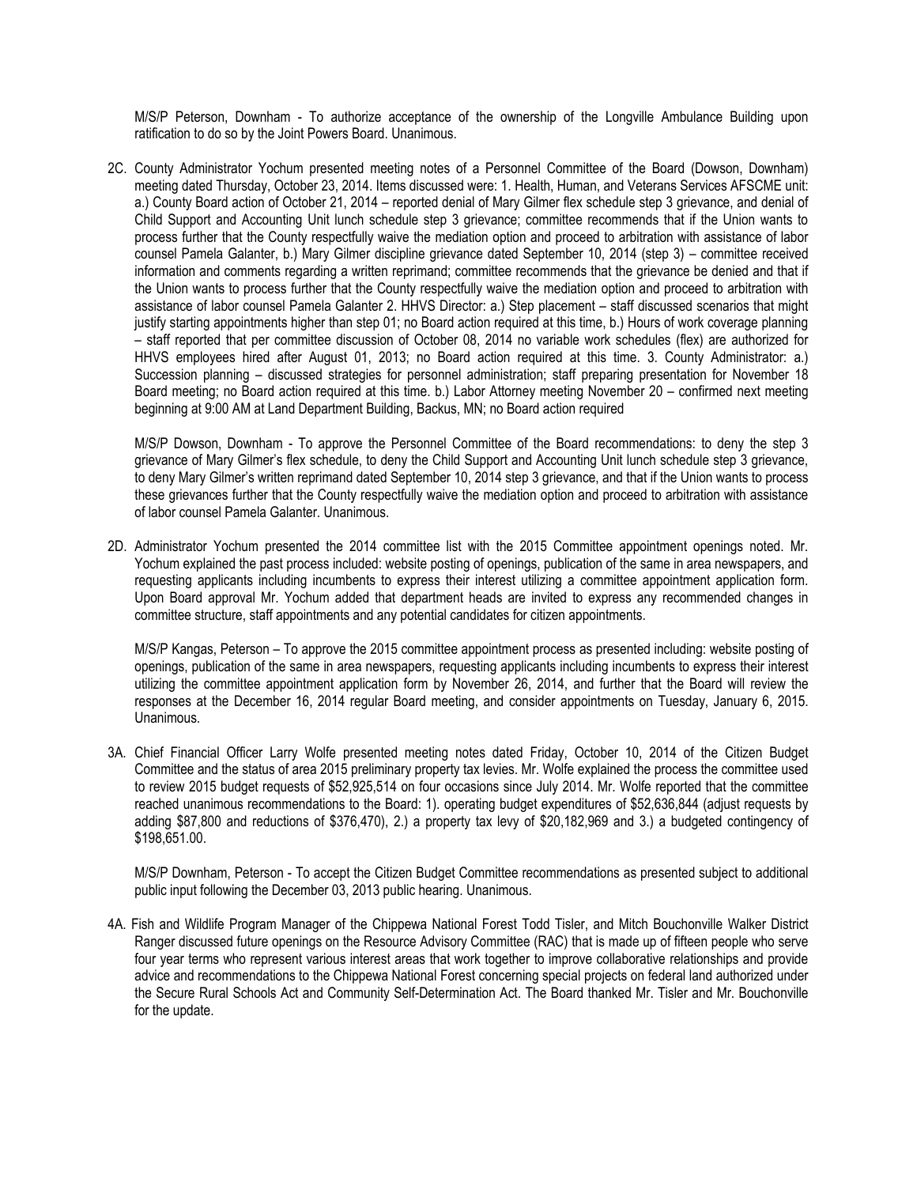M/S/P Peterson, Downham - To authorize acceptance of the ownership of the Longville Ambulance Building upon ratification to do so by the Joint Powers Board. Unanimous.

2C. County Administrator Yochum presented meeting notes of a Personnel Committee of the Board (Dowson, Downham) meeting dated Thursday, October 23, 2014. Items discussed were: 1. Health, Human, and Veterans Services AFSCME unit: a.) County Board action of October 21, 2014 – reported denial of Mary Gilmer flex schedule step 3 grievance, and denial of Child Support and Accounting Unit lunch schedule step 3 grievance; committee recommends that if the Union wants to process further that the County respectfully waive the mediation option and proceed to arbitration with assistance of labor counsel Pamela Galanter, b.) Mary Gilmer discipline grievance dated September 10, 2014 (step 3) – committee received information and comments regarding a written reprimand; committee recommends that the grievance be denied and that if the Union wants to process further that the County respectfully waive the mediation option and proceed to arbitration with assistance of labor counsel Pamela Galanter 2. HHVS Director: a.) Step placement – staff discussed scenarios that might justify starting appointments higher than step 01; no Board action required at this time, b.) Hours of work coverage planning – staff reported that per committee discussion of October 08, 2014 no variable work schedules (flex) are authorized for HHVS employees hired after August 01, 2013; no Board action required at this time. 3. County Administrator: a.) Succession planning – discussed strategies for personnel administration; staff preparing presentation for November 18 Board meeting; no Board action required at this time. b.) Labor Attorney meeting November 20 – confirmed next meeting beginning at 9:00 AM at Land Department Building, Backus, MN; no Board action required

M/S/P Dowson, Downham - To approve the Personnel Committee of the Board recommendations: to deny the step 3 grievance of Mary Gilmer's flex schedule, to deny the Child Support and Accounting Unit lunch schedule step 3 grievance, to deny Mary Gilmer's written reprimand dated September 10, 2014 step 3 grievance, and that if the Union wants to process these grievances further that the County respectfully waive the mediation option and proceed to arbitration with assistance of labor counsel Pamela Galanter. Unanimous.

2D. Administrator Yochum presented the 2014 committee list with the 2015 Committee appointment openings noted. Mr. Yochum explained the past process included: website posting of openings, publication of the same in area newspapers, and requesting applicants including incumbents to express their interest utilizing a committee appointment application form. Upon Board approval Mr. Yochum added that department heads are invited to express any recommended changes in committee structure, staff appointments and any potential candidates for citizen appointments.

M/S/P Kangas, Peterson – To approve the 2015 committee appointment process as presented including: website posting of openings, publication of the same in area newspapers, requesting applicants including incumbents to express their interest utilizing the committee appointment application form by November 26, 2014, and further that the Board will review the responses at the December 16, 2014 regular Board meeting, and consider appointments on Tuesday, January 6, 2015. Unanimous.

3A. Chief Financial Officer Larry Wolfe presented meeting notes dated Friday, October 10, 2014 of the Citizen Budget Committee and the status of area 2015 preliminary property tax levies. Mr. Wolfe explained the process the committee used to review 2015 budget requests of $52,925,514 on four occasions since July 2014. Mr. Wolfe reported that the committee reached unanimous recommendations to the Board: 1). operating budget expenditures of $52,636,844 (adjust requests by adding $87,800 and reductions of $376,470), 2.) a property tax levy of $20,182,969 and 3.) a budgeted contingency of $198,651.00.

M/S/P Downham, Peterson - To accept the Citizen Budget Committee recommendations as presented subject to additional public input following the December 03, 2013 public hearing. Unanimous.

4A. Fish and Wildlife Program Manager of the Chippewa National Forest Todd Tisler, and Mitch Bouchonville Walker District Ranger discussed future openings on the Resource Advisory Committee (RAC) that is made up of fifteen people who serve four year terms who represent various interest areas that work together to improve collaborative relationships and provide advice and recommendations to the Chippewa National Forest concerning special projects on federal land authorized under the Secure Rural Schools Act and Community Self-Determination Act. The Board thanked Mr. Tisler and Mr. Bouchonville for the update.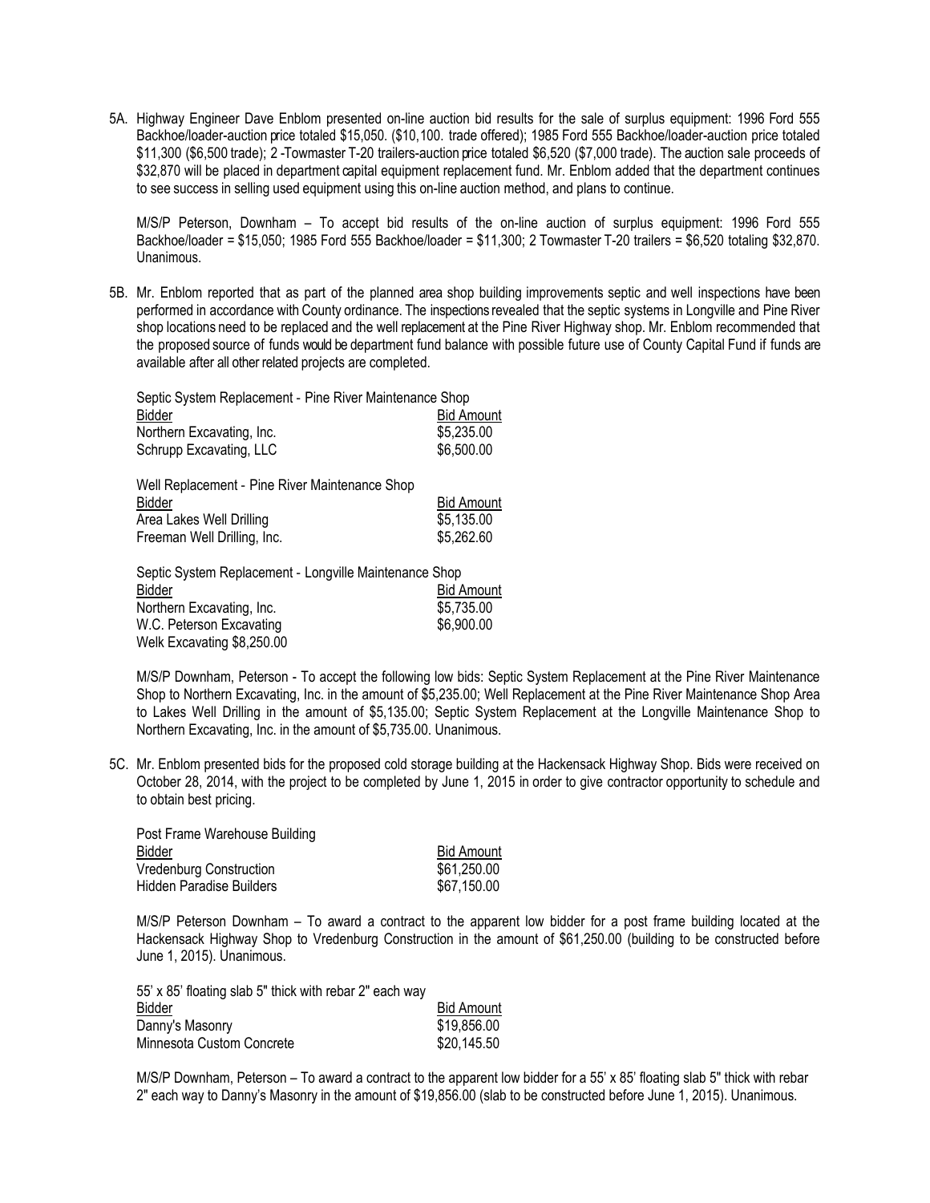5A. Highway Engineer Dave Enblom presented on-line auction bid results for the sale of surplus equipment: 1996 Ford 555 Backhoe/loader-auction price totaled $15,050. ($10,100. trade offered); 1985 Ford 555 Backhoe/loader-auction price totaled $11,300 ($6,500 trade); 2 -Towmaster T-20 trailers-auction price totaled $6,520 ($7,000 trade). The auction sale proceeds of $32,870 will be placed in department capital equipment replacement fund. Mr. Enblom added that the department continues to see success in selling used equipment using this on-line auction method, and plans to continue.

M/S/P Peterson, Downham – To accept bid results of the on-line auction of surplus equipment: 1996 Ford 555 Backhoe/loader = $15,050; 1985 Ford 555 Backhoe/loader = $11,300; 2 Towmaster T-20 trailers = $6,520 totaling $32,870. Unanimous.

5B. Mr. Enblom reported that as part of the planned area shop building improvements septic and well inspections have been performed in accordance with County ordinance. The inspections revealed that the septic systems in Longville and Pine River shop locations need to be replaced and the well replacement at the Pine River Highway shop. Mr. Enblom recommended that the proposed source of funds would be department fund balance with possible future use of County Capital Fund if funds are available after all other related projects are completed.

Septic System Replacement - Pine River Maintenance Shop

| Bidder | Bid Amount |
|---|---|
| Northern Excavating, Inc. | $5,235.00 |
| Schrupp Excavating, LLC | $6,500.00 |

Well Replacement - Pine River Maintenance Shop

| Bidder | Bid Amount |
|---|---|
| Area Lakes Well Drilling | $5,135.00 |
| Freeman Well Drilling, Inc. | $5,262.60 |

Septic System Replacement - Longville Maintenance Shop

| Bidder | Bid Amount |
|---|---|
| Northern Excavating, Inc. | $5,735.00 |
| W.C. Peterson Excavating | $6,900.00 |
| Welk Excavating $8,250.00 | |

M/S/P Downham, Peterson - To accept the following low bids: Septic System Replacement at the Pine River Maintenance Shop to Northern Excavating, Inc. in the amount of $5,235.00; Well Replacement at the Pine River Maintenance Shop Area to Lakes Well Drilling in the amount of $5,135.00; Septic System Replacement at the Longville Maintenance Shop to Northern Excavating, Inc. in the amount of $5,735.00. Unanimous.

5C. Mr. Enblom presented bids for the proposed cold storage building at the Hackensack Highway Shop. Bids were received on October 28, 2014, with the project to be completed by June 1, 2015 in order to give contractor opportunity to schedule and to obtain best pricing.

Post Frame Warehouse Building

| Bidder | Bid Amount |
|---|---|
| Vredenburg Construction | $61,250.00 |
| Hidden Paradise Builders | $67,150.00 |

M/S/P Peterson Downham – To award a contract to the apparent low bidder for a post frame building located at the Hackensack Highway Shop to Vredenburg Construction in the amount of $61,250.00 (building to be constructed before June 1, 2015). Unanimous.

55' x 85' floating slab 5" thick with rebar 2" each way

| Bidder | Bid Amount |
|---|---|
| Danny's Masonry | $19,856.00 |
| Minnesota Custom Concrete | $20,145.50 |

M/S/P Downham, Peterson – To award a contract to the apparent low bidder for a 55' x 85' floating slab 5" thick with rebar 2" each way to Danny's Masonry in the amount of $19,856.00 (slab to be constructed before June 1, 2015). Unanimous.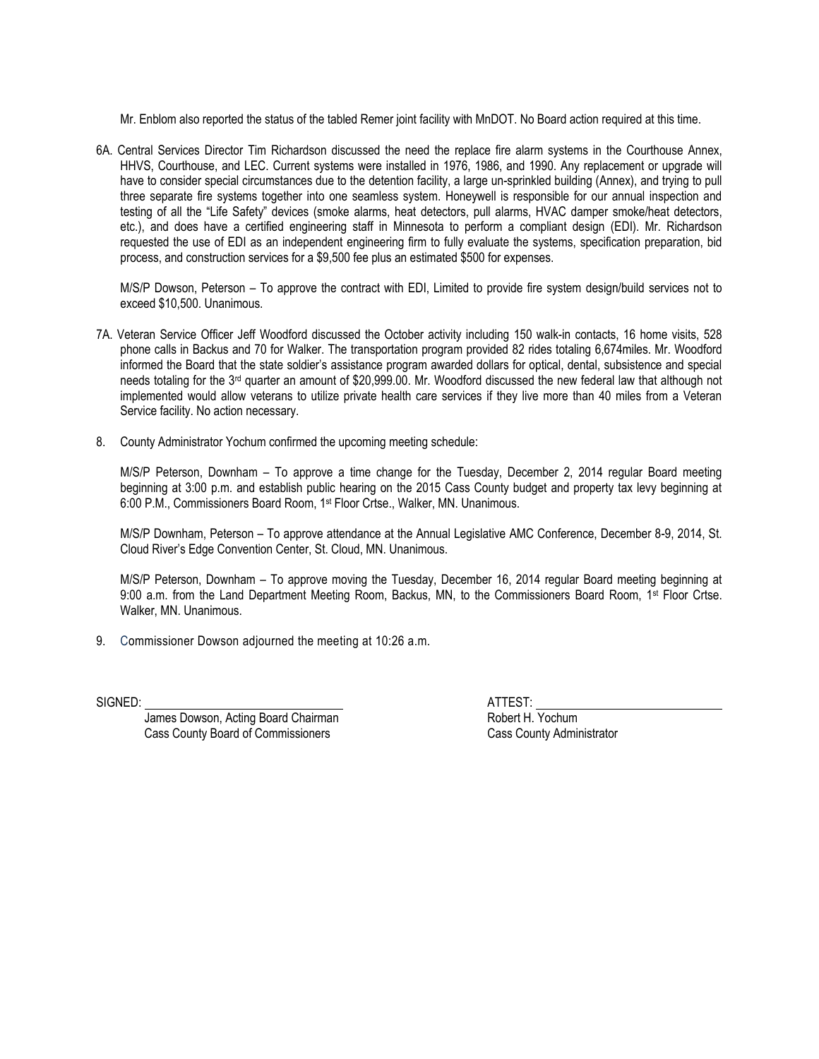Mr. Enblom also reported the status of the tabled Remer joint facility with MnDOT. No Board action required at this time.

6A. Central Services Director Tim Richardson discussed the need the replace fire alarm systems in the Courthouse Annex, HHVS, Courthouse, and LEC. Current systems were installed in 1976, 1986, and 1990. Any replacement or upgrade will have to consider special circumstances due to the detention facility, a large un-sprinkled building (Annex), and trying to pull three separate fire systems together into one seamless system. Honeywell is responsible for our annual inspection and testing of all the "Life Safety" devices (smoke alarms, heat detectors, pull alarms, HVAC damper smoke/heat detectors, etc.), and does have a certified engineering staff in Minnesota to perform a compliant design (EDI). Mr. Richardson requested the use of EDI as an independent engineering firm to fully evaluate the systems, specification preparation, bid process, and construction services for a $9,500 fee plus an estimated $500 for expenses.

M/S/P Dowson, Peterson – To approve the contract with EDI, Limited to provide fire system design/build services not to exceed $10,500. Unanimous.

7A. Veteran Service Officer Jeff Woodford discussed the October activity including 150 walk-in contacts, 16 home visits, 528 phone calls in Backus and 70 for Walker. The transportation program provided 82 rides totaling 6,674miles. Mr. Woodford informed the Board that the state soldier's assistance program awarded dollars for optical, dental, subsistence and special needs totaling for the 3rd quarter an amount of $20,999.00. Mr. Woodford discussed the new federal law that although not implemented would allow veterans to utilize private health care services if they live more than 40 miles from a Veteran Service facility. No action necessary.

8. County Administrator Yochum confirmed the upcoming meeting schedule:

M/S/P Peterson, Downham – To approve a time change for the Tuesday, December 2, 2014 regular Board meeting beginning at 3:00 p.m. and establish public hearing on the 2015 Cass County budget and property tax levy beginning at 6:00 P.M., Commissioners Board Room, 1st Floor Crtse., Walker, MN. Unanimous.

M/S/P Downham, Peterson – To approve attendance at the Annual Legislative AMC Conference, December 8-9, 2014, St. Cloud River's Edge Convention Center, St. Cloud, MN. Unanimous.

M/S/P Peterson, Downham – To approve moving the Tuesday, December 16, 2014 regular Board meeting beginning at 9:00 a.m. from the Land Department Meeting Room, Backus, MN, to the Commissioners Board Room, 1st Floor Crtse. Walker, MN. Unanimous.

9. Commissioner Dowson adjourned the meeting at 10:26 a.m.

SIGNED: ______________________________
James Dowson, Acting Board Chairman
Cass County Board of Commissioners

ATTEST: ______________________________
Robert H. Yochum
Cass County Administrator